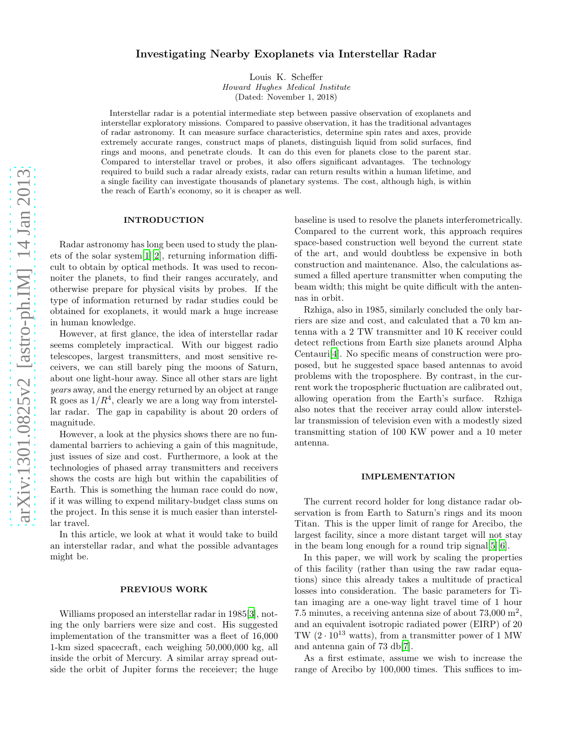# Investigating Nearby Exoplanets via Interstellar Radar

Louis K. Scheffer
*Howard Hughes Medical Institute*
(Dated: November 1, 2018)

Interstellar radar is a potential intermediate step between passive observation of exoplanets and interstellar exploratory missions. Compared to passive observation, it has the traditional advantages of radar astronomy. It can measure surface characteristics, determine spin rates and axes, provide extremely accurate ranges, construct maps of planets, distinguish liquid from solid surfaces, find rings and moons, and penetrate clouds. It can do this even for planets close to the parent star. Compared to interstellar travel or probes, it also offers significant advantages. The technology required to build such a radar already exists, radar can return results within a human lifetime, and a single facility can investigate thousands of planetary systems. The cost, although high, is within the reach of Earth's economy, so it is cheaper as well.

## INTRODUCTION

Radar astronomy has long been used to study the planets of the solar system[1][2], returning information difficult to obtain by optical methods. It was used to reconnoiter the planets, to find their ranges accurately, and otherwise prepare for physical visits by probes. If the type of information returned by radar studies could be obtained for exoplanets, it would mark a huge increase in human knowledge.

However, at first glance, the idea of interstellar radar seems completely impractical. With our biggest radio telescopes, largest transmitters, and most sensitive receivers, we can still barely ping the moons of Saturn, about one light-hour away. Since all other stars are light *years* away, and the energy returned by an object at range R goes as $1/R^4$, clearly we are a long way from interstellar radar. The gap in capability is about 20 orders of magnitude.

However, a look at the physics shows there are no fundamental barriers to achieving a gain of this magnitude, just issues of size and cost. Furthermore, a look at the technologies of phased array transmitters and receivers shows the costs are high but within the capabilities of Earth. This is something the human race could do now, if it was willing to expend military-budget class sums on the project. In this sense it is much easier than interstellar travel.

In this article, we look at what it would take to build an interstellar radar, and what the possible advantages might be.

## PREVIOUS WORK

Williams proposed an interstellar radar in 1985[3], noting the only barriers were size and cost. His suggested implementation of the transmitter was a fleet of 16,000 1-km sized spacecraft, each weighing 50,000,000 kg, all inside the orbit of Mercury. A similar array spread outside the orbit of Jupiter forms the receeiver; the huge baseline is used to resolve the planets interferometrically. Compared to the current work, this approach requires space-based construction well beyond the current state of the art, and would doubtless be expensive in both construction and maintenance. Also, the calculations assumed a filled aperture transmitter when computing the beam width; this might be quite difficult with the antennas in orbit.

Rzhiga, also in 1985, similarly concluded the only barriers are size and cost, and calculated that a 70 km antenna with a 2 TW transmitter and 10 K receiver could detect reflections from Earth size planets around Alpha Centauri[4]. No specific means of construction were proposed, but he suggested space based antennas to avoid problems with the troposphere. By contrast, in the current work the tropospheric fluctuation are calibrated out, allowing operation from the Earth's surface. Rzhiga also notes that the receiver array could allow interstellar transmission of television even with a modestly sized transmitting station of 100 KW power and a 10 meter antenna.

## IMPLEMENTATION

The current record holder for long distance radar observation is from Earth to Saturn's rings and its moon Titan. This is the upper limit of range for Arecibo, the largest facility, since a more distant target will not stay in the beam long enough for a round trip signal[5][6].

In this paper, we will work by scaling the properties of this facility (rather than using the raw radar equations) since this already takes a multitude of practical losses into consideration. The basic parameters for Titan imaging are a one-way light travel time of 1 hour 7.5 minutes, a receiving antenna size of about 73,000 m$^2$, and an equivalent isotropic radiated power (EIRP) of 20 TW ($2 \cdot 10^{13}$ watts), from a transmitter power of 1 MW and antenna gain of 73 db[7].

As a first estimate, assume we wish to increase the range of Arecibo by 100,000 times. This suffices to im-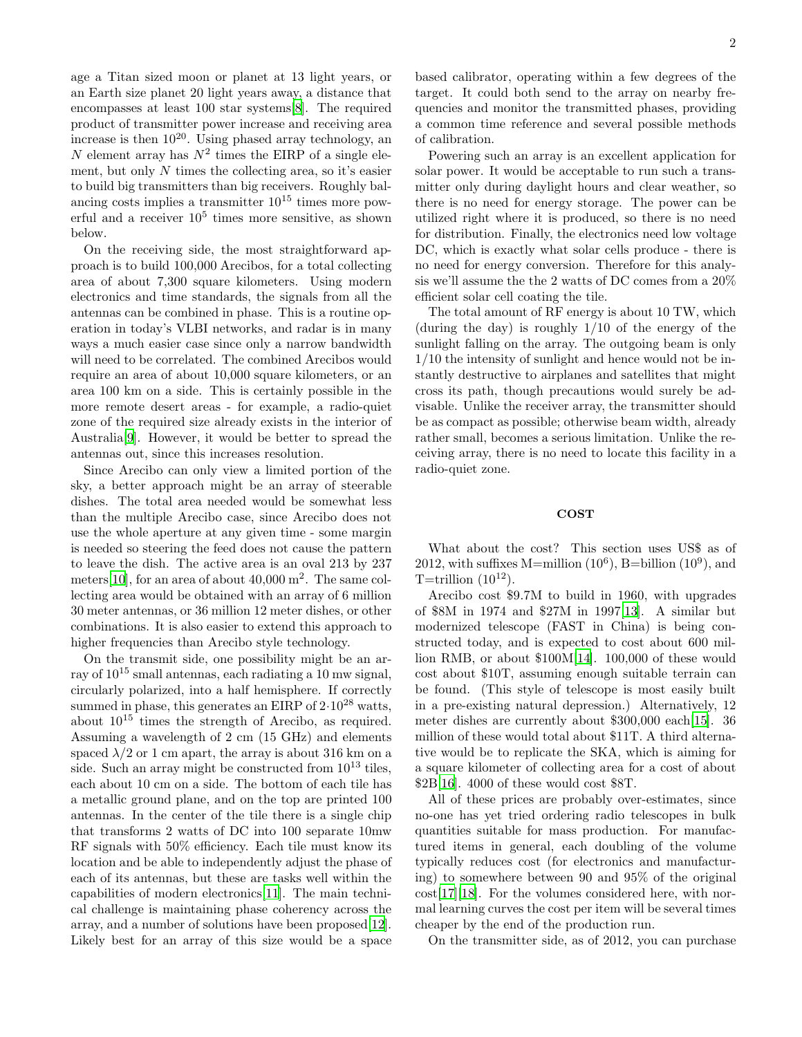age a Titan sized moon or planet at 13 light years, or an Earth size planet 20 light years away, a distance that encompasses at least 100 star systems[8]. The required product of transmitter power increase and receiving area increase is then $10^{20}$. Using phased array technology, an $N$ element array has $N^2$ times the EIRP of a single element, but only $N$ times the collecting area, so it's easier to build big transmitters than big receivers. Roughly balancing costs implies a transmitter $10^{15}$ times more powerful and a receiver $10^5$ times more sensitive, as shown below.

On the receiving side, the most straightforward approach is to build 100,000 Arecibos, for a total collecting area of about 7,300 square kilometers. Using modern electronics and time standards, the signals from all the antennas can be combined in phase. This is a routine operation in today's VLBI networks, and radar is in many ways a much easier case since only a narrow bandwidth will need to be correlated. The combined Arecibos would require an area of about 10,000 square kilometers, or an area 100 km on a side. This is certainly possible in the more remote desert areas - for example, a radio-quiet zone of the required size already exists in the interior of Australia[9]. However, it would be better to spread the antennas out, since this increases resolution.

Since Arecibo can only view a limited portion of the sky, a better approach might be an array of steerable dishes. The total area needed would be somewhat less than the multiple Arecibo case, since Arecibo does not use the whole aperture at any given time - some margin is needed so steering the feed does not cause the pattern to leave the dish. The active area is an oval 213 by 237 meters[10], for an area of about 40,000 $m^2$. The same collecting area would be obtained with an array of 6 million 30 meter antennas, or 36 million 12 meter dishes, or other combinations. It is also easier to extend this approach to higher frequencies than Arecibo style technology.

On the transmit side, one possibility might be an array of $10^{15}$ small antennas, each radiating a 10 mw signal, circularly polarized, into a half hemisphere. If correctly summed in phase, this generates an EIRP of $2 \cdot 10^{28}$ watts, about $10^{15}$ times the strength of Arecibo, as required. Assuming a wavelength of 2 cm (15 GHz) and elements spaced $\lambda/2$ or 1 cm apart, the array is about 316 km on a side. Such an array might be constructed from $10^{13}$ tiles, each about 10 cm on a side. The bottom of each tile has a metallic ground plane, and on the top are printed 100 antennas. In the center of the tile there is a single chip that transforms 2 watts of DC into 100 separate 10mw RF signals with 50% efficiency. Each tile must know its location and be able to independently adjust the phase of each of its antennas, but these are tasks well within the capabilities of modern electronics[11]. The main technical challenge is maintaining phase coherency across the array, and a number of solutions have been proposed[12]. Likely best for an array of this size would be a space based calibrator, operating within a few degrees of the target. It could both send to the array on nearby frequencies and monitor the transmitted phases, providing a common time reference and several possible methods of calibration.

Powering such an array is an excellent application for solar power. It would be acceptable to run such a transmitter only during daylight hours and clear weather, so there is no need for energy storage. The power can be utilized right where it is produced, so there is no need for distribution. Finally, the electronics need low voltage DC, which is exactly what solar cells produce - there is no need for energy conversion. Therefore for this analysis we'll assume the the 2 watts of DC comes from a 20% efficient solar cell coating the tile.

The total amount of RF energy is about 10 TW, which (during the day) is roughly 1/10 of the energy of the sunlight falling on the array. The outgoing beam is only 1/10 the intensity of sunlight and hence would not be instantly destructive to airplanes and satellites that might cross its path, though precautions would surely be advisable. Unlike the receiver array, the transmitter should be as compact as possible; otherwise beam width, already rather small, becomes a serious limitation. Unlike the receiving array, there is no need to locate this facility in a radio-quiet zone.

## COST

What about the cost? This section uses US$ as of 2012, with suffixes M=million ($10^6$), B=billion ($10^9$), and T=trillion ($10^{12}$).

Arecibo cost $9.7M to build in 1960, with upgrades of $8M in 1974 and $27M in 1997[13]. A similar but modernized telescope (FAST in China) is being constructed today, and is expected to cost about 600 million RMB, or about $100M[14]. 100,000 of these would cost about $10T, assuming enough suitable terrain can be found. (This style of telescope is most easily built in a pre-existing natural depression.) Alternatively, 12 meter dishes are currently about $300,000 each[15]. 36 million of these would total about $11T. A third alternative would be to replicate the SKA, which is aiming for a square kilometer of collecting area for a cost of about $2B[16]. 4000 of these would cost $8T.

All of these prices are probably over-estimates, since no-one has yet tried ordering radio telescopes in bulk quantities suitable for mass production. For manufactured items in general, each doubling of the volume typically reduces cost (for electronics and manufacturing) to somewhere between 90 and 95% of the original cost[17][18]. For the volumes considered here, with normal learning curves the cost per item will be several times cheaper by the end of the production run.

On the transmitter side, as of 2012, you can purchase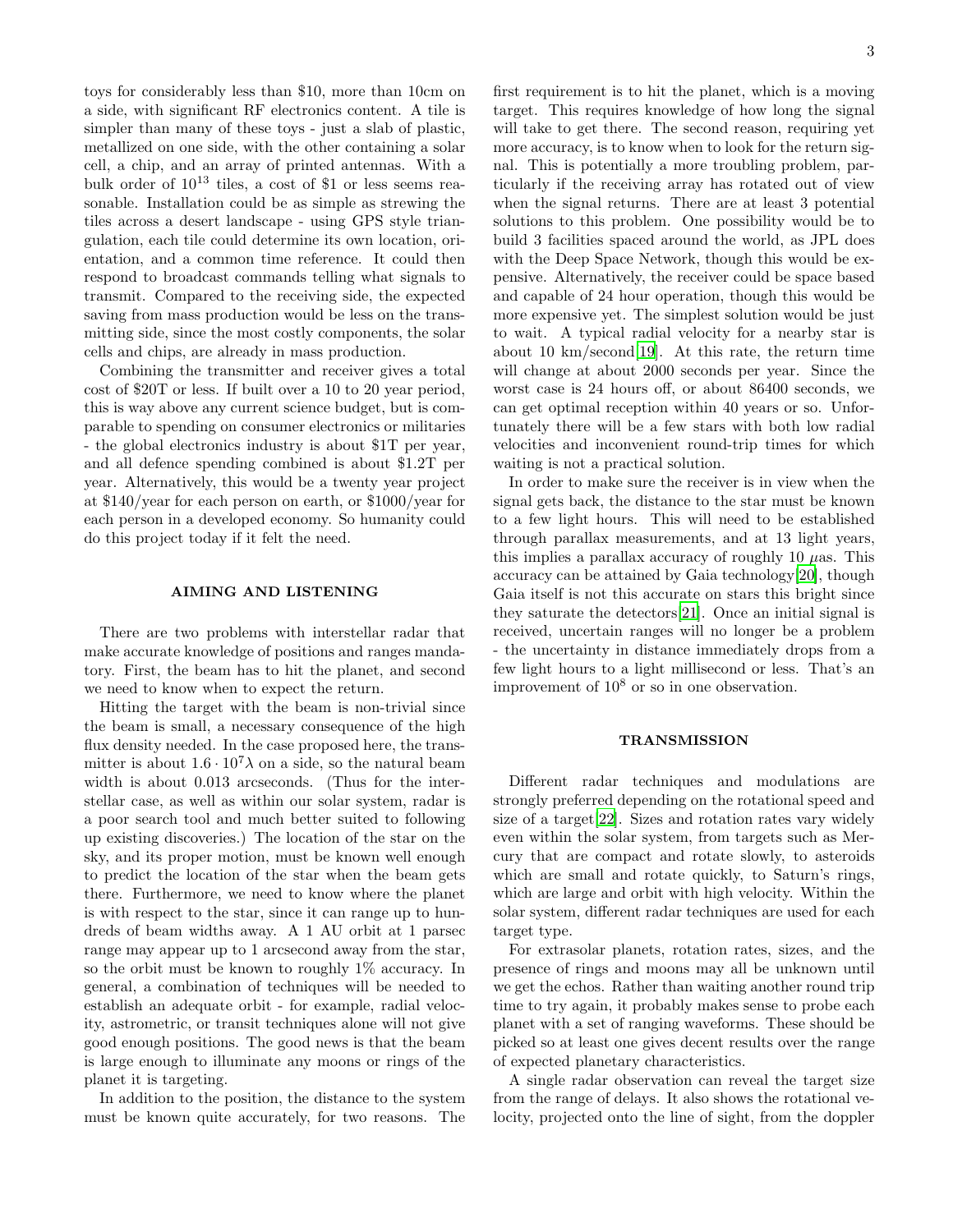toys for considerably less than \$10, more than 10cm on a side, with significant RF electronics content. A tile is simpler than many of these toys - just a slab of plastic, metallized on one side, with the other containing a solar cell, a chip, and an array of printed antennas. With a bulk order of $10^{13}$ tiles, a cost of \$1 or less seems reasonable. Installation could be as simple as strewing the tiles across a desert landscape - using GPS style triangulation, each tile could determine its own location, orientation, and a common time reference. It could then respond to broadcast commands telling what signals to transmit. Compared to the receiving side, the expected saving from mass production would be less on the transmitting side, since the most costly components, the solar cells and chips, are already in mass production.

Combining the transmitter and receiver gives a total cost of \$20T or less. If built over a 10 to 20 year period, this is way above any current science budget, but is comparable to spending on consumer electronics or militaries - the global electronics industry is about \$1T per year, and all defence spending combined is about \$1.2T per year. Alternatively, this would be a twenty year project at \$140/year for each person on earth, or \$1000/year for each person in a developed economy. So humanity could do this project today if it felt the need.

## AIMING AND LISTENING

There are two problems with interstellar radar that make accurate knowledge of positions and ranges mandatory. First, the beam has to hit the planet, and second we need to know when to expect the return.

Hitting the target with the beam is non-trivial since the beam is small, a necessary consequence of the high flux density needed. In the case proposed here, the transmitter is about $1.6 \cdot 10^7 \lambda$ on a side, so the natural beam width is about 0.013 arcseconds. (Thus for the interstellar case, as well as within our solar system, radar is a poor search tool and much better suited to following up existing discoveries.) The location of the star on the sky, and its proper motion, must be known well enough to predict the location of the star when the beam gets there. Furthermore, we need to know where the planet is with respect to the star, since it can range up to hundreds of beam widths away. A 1 AU orbit at 1 parsec range may appear up to 1 arcsecond away from the star, so the orbit must be known to roughly 1% accuracy. In general, a combination of techniques will be needed to establish an adequate orbit - for example, radial velocity, astrometric, or transit techniques alone will not give good enough positions. The good news is that the beam is large enough to illuminate any moons or rings of the planet it is targeting.

In addition to the position, the distance to the system must be known quite accurately, for two reasons. The first requirement is to hit the planet, which is a moving target. This requires knowledge of how long the signal will take to get there. The second reason, requiring yet more accuracy, is to know when to look for the return signal. This is potentially a more troubling problem, particularly if the receiving array has rotated out of view when the signal returns. There are at least 3 potential solutions to this problem. One possibility would be to build 3 facilities spaced around the world, as JPL does with the Deep Space Network, though this would be expensive. Alternatively, the receiver could be space based and capable of 24 hour operation, though this would be more expensive yet. The simplest solution would be just to wait. A typical radial velocity for a nearby star is about 10 km/second[19]. At this rate, the return time will change at about 2000 seconds per year. Since the worst case is 24 hours off, or about 86400 seconds, we can get optimal reception within 40 years or so. Unfortunately there will be a few stars with both low radial velocities and inconvenient round-trip times for which waiting is not a practical solution.

In order to make sure the receiver is in view when the signal gets back, the distance to the star must be known to a few light hours. This will need to be established through parallax measurements, and at 13 light years, this implies a parallax accuracy of roughly 10 $\mu$as. This accuracy can be attained by Gaia technology[20], though Gaia itself is not this accurate on stars this bright since they saturate the detectors[21]. Once an initial signal is received, uncertain ranges will no longer be a problem - the uncertainty in distance immediately drops from a few light hours to a light millisecond or less. That's an improvement of $10^8$ or so in one observation.

## TRANSMISSION

Different radar techniques and modulations are strongly preferred depending on the rotational speed and size of a target[22]. Sizes and rotation rates vary widely even within the solar system, from targets such as Mercury that are compact and rotate slowly, to asteroids which are small and rotate quickly, to Saturn's rings, which are large and orbit with high velocity. Within the solar system, different radar techniques are used for each target type.

For extrasolar planets, rotation rates, sizes, and the presence of rings and moons may all be unknown until we get the echos. Rather than waiting another round trip time to try again, it probably makes sense to probe each planet with a set of ranging waveforms. These should be picked so at least one gives decent results over the range of expected planetary characteristics.

A single radar observation can reveal the target size from the range of delays. It also shows the rotational velocity, projected onto the line of sight, from the doppler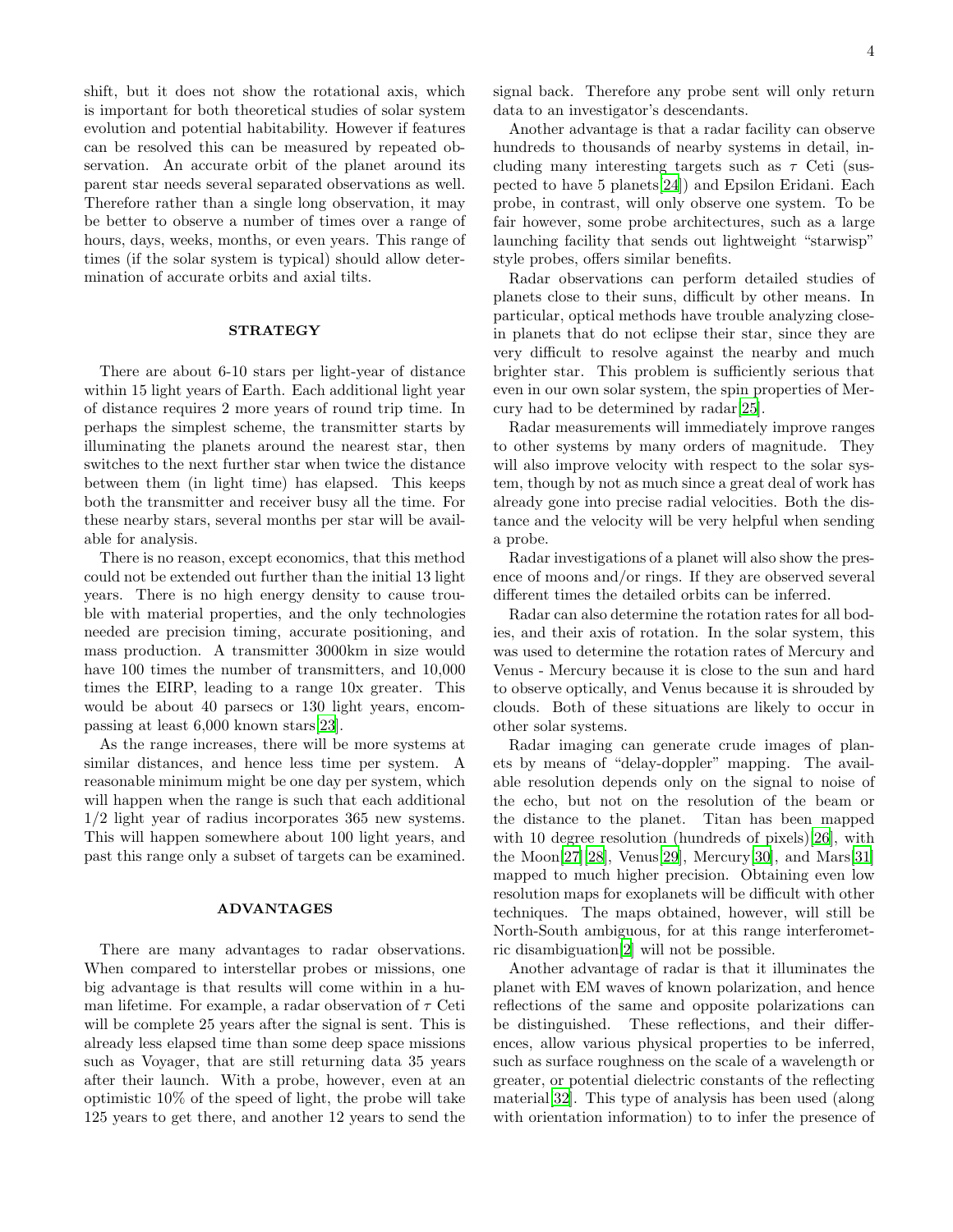shift, but it does not show the rotational axis, which is important for both theoretical studies of solar system evolution and potential habitability. However if features can be resolved this can be measured by repeated observation. An accurate orbit of the planet around its parent star needs several separated observations as well. Therefore rather than a single long observation, it may be better to observe a number of times over a range of hours, days, weeks, months, or even years. This range of times (if the solar system is typical) should allow determination of accurate orbits and axial tilts.

## STRATEGY

There are about 6-10 stars per light-year of distance within 15 light years of Earth. Each additional light year of distance requires 2 more years of round trip time. In perhaps the simplest scheme, the transmitter starts by illuminating the planets around the nearest star, then switches to the next further star when twice the distance between them (in light time) has elapsed. This keeps both the transmitter and receiver busy all the time. For these nearby stars, several months per star will be available for analysis.

There is no reason, except economics, that this method could not be extended out further than the initial 13 light years. There is no high energy density to cause trouble with material properties, and the only technologies needed are precision timing, accurate positioning, and mass production. A transmitter 3000km in size would have 100 times the number of transmitters, and 10,000 times the EIRP, leading to a range 10x greater. This would be about 40 parsecs or 130 light years, encompassing at least 6,000 known stars[23].

As the range increases, there will be more systems at similar distances, and hence less time per system. A reasonable minimum might be one day per system, which will happen when the range is such that each additional 1/2 light year of radius incorporates 365 new systems. This will happen somewhere about 100 light years, and past this range only a subset of targets can be examined.

## ADVANTAGES

There are many advantages to radar observations. When compared to interstellar probes or missions, one big advantage is that results will come within in a human lifetime. For example, a radar observation of $\tau$ Ceti will be complete 25 years after the signal is sent. This is already less elapsed time than some deep space missions such as Voyager, that are still returning data 35 years after their launch. With a probe, however, even at an optimistic 10% of the speed of light, the probe will take 125 years to get there, and another 12 years to send the signal back. Therefore any probe sent will only return data to an investigator's descendants.

Another advantage is that a radar facility can observe hundreds to thousands of nearby systems in detail, including many interesting targets such as $\tau$ Ceti (suspected to have 5 planets[24]) and Epsilon Eridani. Each probe, in contrast, will only observe one system. To be fair however, some probe architectures, such as a large launching facility that sends out lightweight "starwisp" style probes, offers similar benefits.

Radar observations can perform detailed studies of planets close to their suns, difficult by other means. In particular, optical methods have trouble analyzing close-in planets that do not eclipse their star, since they are very difficult to resolve against the nearby and much brighter star. This problem is sufficiently serious that even in our own solar system, the spin properties of Mercury had to be determined by radar[25].

Radar measurements will immediately improve ranges to other systems by many orders of magnitude. They will also improve velocity with respect to the solar system, though by not as much since a great deal of work has already gone into precise radial velocities. Both the distance and the velocity will be very helpful when sending a probe.

Radar investigations of a planet will also show the presence of moons and/or rings. If they are observed several different times the detailed orbits can be inferred.

Radar can also determine the rotation rates for all bodies, and their axis of rotation. In the solar system, this was used to determine the rotation rates of Mercury and Venus - Mercury because it is close to the sun and hard to observe optically, and Venus because it is shrouded by clouds. Both of these situations are likely to occur in other solar systems.

Radar imaging can generate crude images of planets by means of "delay-doppler" mapping. The available resolution depends only on the signal to noise of the echo, but not on the resolution of the beam or the distance to the planet. Titan has been mapped with 10 degree resolution (hundreds of pixels)[26], with the Moon[27][28], Venus[29], Mercury[30], and Mars[31] mapped to much higher precision. Obtaining even low resolution maps for exoplanets will be difficult with other techniques. The maps obtained, however, will still be North-South ambiguous, for at this range interferometric disambiguation[2] will not be possible.

Another advantage of radar is that it illuminates the planet with EM waves of known polarization, and hence reflections of the same and opposite polarizations can be distinguished. These reflections, and their differences, allow various physical properties to be inferred, such as surface roughness on the scale of a wavelength or greater, or potential dielectric constants of the reflecting material[32]. This type of analysis has been used (along with orientation information) to to infer the presence of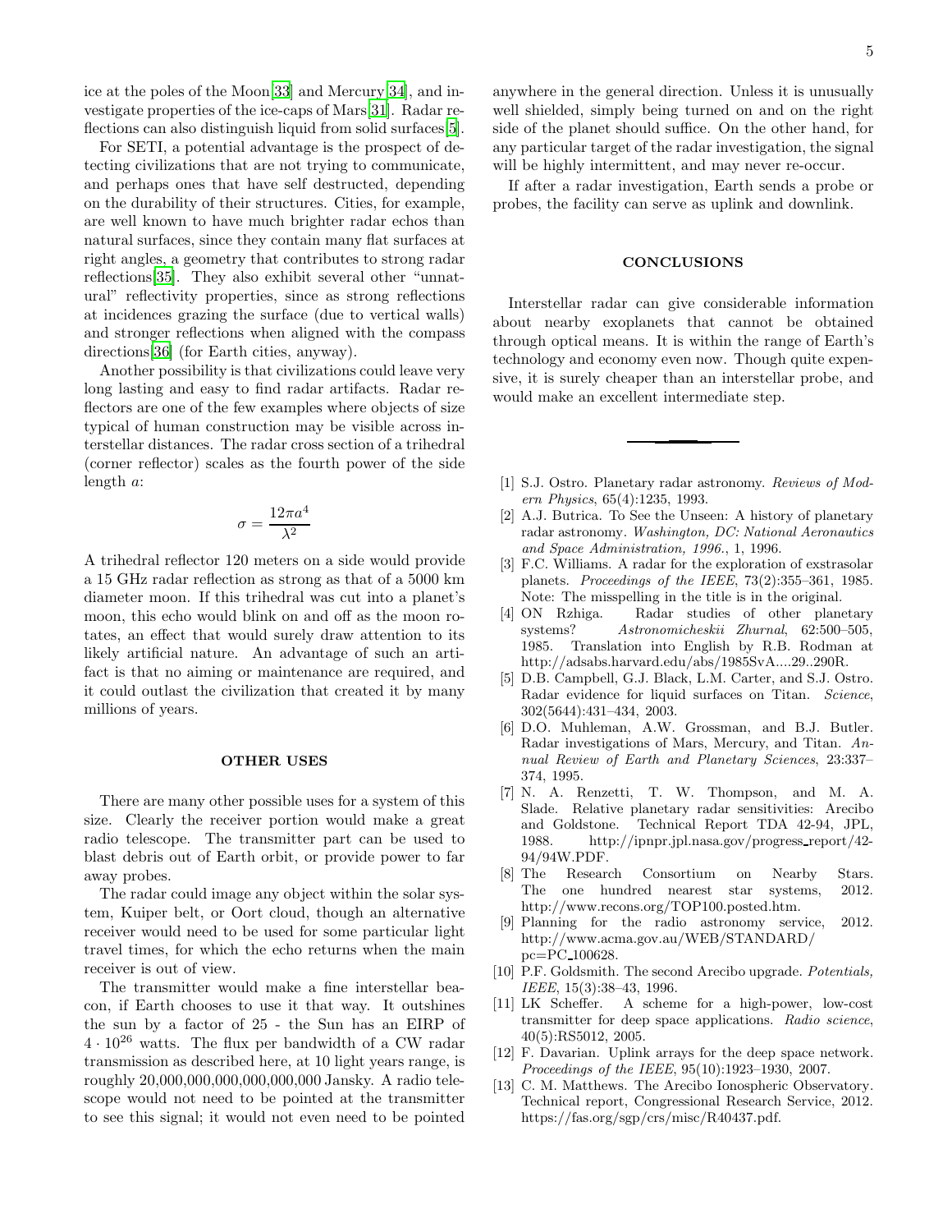ice at the poles of the Moon[33] and Mercury[34], and investigate properties of the ice-caps of Mars[31]. Radar reflections can also distinguish liquid from solid surfaces[5].

For SETI, a potential advantage is the prospect of detecting civilizations that are not trying to communicate, and perhaps ones that have self destructed, depending on the durability of their structures. Cities, for example, are well known to have much brighter radar echos than natural surfaces, since they contain many flat surfaces at right angles, a geometry that contributes to strong radar reflections[35]. They also exhibit several other "unnatural" reflectivity properties, since as strong reflections at incidences grazing the surface (due to vertical walls) and stronger reflections when aligned with the compass directions[36] (for Earth cities, anyway).

Another possibility is that civilizations could leave very long lasting and easy to find radar artifacts. Radar reflectors are one of the few examples where objects of size typical of human construction may be visible across interstellar distances. The radar cross section of a trihedral (corner reflector) scales as the fourth power of the side length $a$:

$$\sigma = \frac{12\pi a^4}{\lambda^2}$$

A trihedral reflector 120 meters on a side would provide a 15 GHz radar reflection as strong as that of a 5000 km diameter moon. If this trihedral was cut into a planet's moon, this echo would blink on and off as the moon rotates, an effect that would surely draw attention to its likely artificial nature. An advantage of such an artifact is that no aiming or maintenance are required, and it could outlast the civilization that created it by many millions of years.

## OTHER USES

There are many other possible uses for a system of this size. Clearly the receiver portion would make a great radio telescope. The transmitter part can be used to blast debris out of Earth orbit, or provide power to far away probes.

The radar could image any object within the solar system, Kuiper belt, or Oort cloud, though an alternative receiver would need to be used for some particular light travel times, for which the echo returns when the main receiver is out of view.

The transmitter would make a fine interstellar beacon, if Earth chooses to use it that way. It outshines the sun by a factor of 25 - the Sun has an EIRP of $4 \cdot 10^{26}$ watts. The flux per bandwidth of a CW radar transmission as described here, at 10 light years range, is roughly 20,000,000,000,000,000,000 Jansky. A radio telescope would not need to be pointed at the transmitter to see this signal; it would not even need to be pointed anywhere in the general direction. Unless it is unusually well shielded, simply being turned on and on the right side of the planet should suffice. On the other hand, for any particular target of the radar investigation, the signal will be highly intermittent, and may never re-occur.

If after a radar investigation, Earth sends a probe or probes, the facility can serve as uplink and downlink.

## CONCLUSIONS

Interstellar radar can give considerable information about nearby exoplanets that cannot be obtained through optical means. It is within the range of Earth's technology and economy even now. Though quite expensive, it is surely cheaper than an interstellar probe, and would make an excellent intermediate step.

---

[1] S.J. Ostro. Planetary radar astronomy. *Reviews of Modern Physics*, 65(4):1235, 1993.

[2] A.J. Butrica. To See the Unseen: A history of planetary radar astronomy. *Washington, DC: National Aeronautics and Space Administration, 1996.*, 1, 1996.

[3] F.C. Williams. A radar for the exploration of exstrasolar planets. *Proceedings of the IEEE*, 73(2):355–361, 1985. Note: The misspelling in the title is in the original.

[4] ON Rzhiga. Radar studies of other planetary systems? *Astronomicheskii Zhurnal*, 62:500–505, 1985. Translation into English by R.B. Rodman at http://adsabs.harvard.edu/abs/1985SvA....29..290R.

[5] D.B. Campbell, G.J. Black, L.M. Carter, and S.J. Ostro. Radar evidence for liquid surfaces on Titan. *Science*, 302(5644):431–434, 2003.

[6] D.O. Muhleman, A.W. Grossman, and B.J. Butler. Radar investigations of Mars, Mercury, and Titan. *Annual Review of Earth and Planetary Sciences*, 23:337–374, 1995.

[7] N. A. Renzetti, T. W. Thompson, and M. A. Slade. Relative planetary radar sensitivities: Arecibo and Goldstone. Technical Report TDA 42-94, JPL, 1988. http://ipnpr.jpl.nasa.gov/progress_report/42-94/94W.PDF.

[8] The Research Consortium on Nearby Stars. The one hundred nearest star systems, 2012. http://www.recons.org/TOP100.posted.htm.

[9] Planning for the radio astronomy service, 2012. http://www.acma.gov.au/WEB/STANDARD/pc=PC_100628.

[10] P.F. Goldsmith. The second Arecibo upgrade. *Potentials, IEEE*, 15(3):38–43, 1996.

[11] LK Scheffer. A scheme for a high-power, low-cost transmitter for deep space applications. *Radio science*, 40(5):RS5012, 2005.

[12] F. Davarian. Uplink arrays for the deep space network. *Proceedings of the IEEE*, 95(10):1923–1930, 2007.

[13] C. M. Matthews. The Arecibo Ionospheric Observatory. Technical report, Congressional Research Service, 2012. https://fas.org/sgp/crs/misc/R40437.pdf.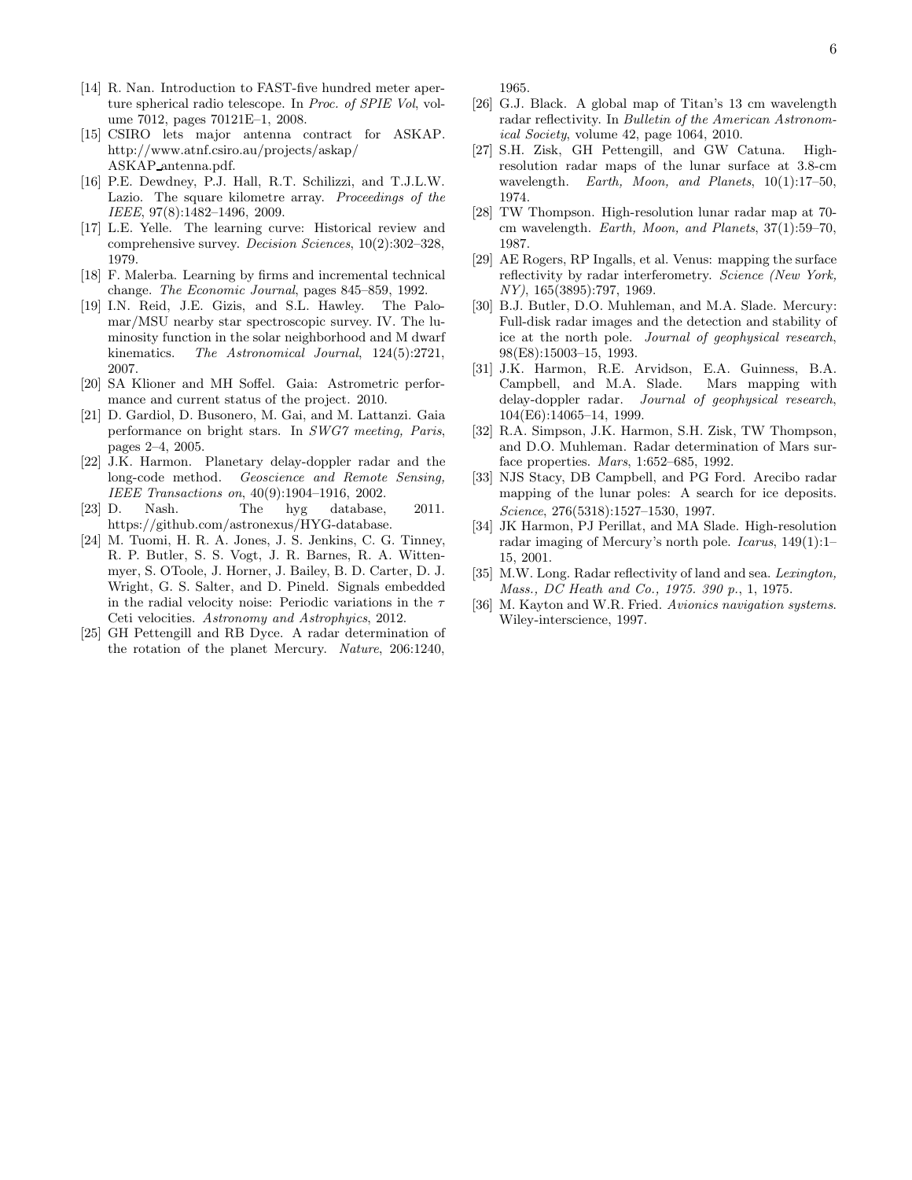[14] R. Nan. Introduction to FAST-five hundred meter aperture spherical radio telescope. In *Proc. of SPIE Vol*, volume 7012, pages 70121E–1, 2008.

[15] CSIRO lets major antenna contract for ASKAP. http://www.atnf.csiro.au/projects/askap/ASKAP_antenna.pdf.

[16] P.E. Dewdney, P.J. Hall, R.T. Schilizzi, and T.J.L.W. Lazio. The square kilometre array. *Proceedings of the IEEE*, 97(8):1482–1496, 2009.

[17] L.E. Yelle. The learning curve: Historical review and comprehensive survey. *Decision Sciences*, 10(2):302–328, 1979.

[18] F. Malerba. Learning by firms and incremental technical change. *The Economic Journal*, pages 845–859, 1992.

[19] I.N. Reid, J.E. Gizis, and S.L. Hawley. The Palomar/MSU nearby star spectroscopic survey. IV. The luminosity function in the solar neighborhood and M dwarf kinematics. *The Astronomical Journal*, 124(5):2721, 2007.

[20] SA Klioner and MH Soffel. Gaia: Astrometric performance and current status of the project. 2010.

[21] D. Gardiol, D. Busonero, M. Gai, and M. Lattanzi. Gaia performance on bright stars. In *SWG7 meeting, Paris*, pages 2–4, 2005.

[22] J.K. Harmon. Planetary delay-doppler radar and the long-code method. *Geoscience and Remote Sensing, IEEE Transactions on*, 40(9):1904–1916, 2002.

[23] D. Nash. The hyg database, 2011. https://github.com/astronexus/HYG-database.

[24] M. Tuomi, H. R. A. Jones, J. S. Jenkins, C. G. Tinney, R. P. Butler, S. S. Vogt, J. R. Barnes, R. A. Wittenmyer, S. OToole, J. Horner, J. Bailey, B. D. Carter, D. J. Wright, G. S. Salter, and D. Pineld. Signals embedded in the radial velocity noise: Periodic variations in the $\tau$ Ceti velocities. *Astronomy and Astrophyics*, 2012.

[25] GH Pettengill and RB Dyce. A radar determination of the rotation of the planet Mercury. *Nature*, 206:1240, 1965.

[26] G.J. Black. A global map of Titan's 13 cm wavelength radar reflectivity. In *Bulletin of the American Astronomical Society*, volume 42, page 1064, 2010.

[27] S.H. Zisk, GH Pettengill, and GW Catuna. High-resolution radar maps of the lunar surface at 3.8-cm wavelength. *Earth, Moon, and Planets*, 10(1):17–50, 1974.

[28] TW Thompson. High-resolution lunar radar map at 70-cm wavelength. *Earth, Moon, and Planets*, 37(1):59–70, 1987.

[29] AE Rogers, RP Ingalls, et al. Venus: mapping the surface reflectivity by radar interferometry. *Science (New York, NY)*, 165(3895):797, 1969.

[30] B.J. Butler, D.O. Muhleman, and M.A. Slade. Mercury: Full-disk radar images and the detection and stability of ice at the north pole. *Journal of geophysical research*, 98(E8):15003–15, 1993.

[31] J.K. Harmon, R.E. Arvidson, E.A. Guinness, B.A. Campbell, and M.A. Slade. Mars mapping with delay-doppler radar. *Journal of geophysical research*, 104(E6):14065–14, 1999.

[32] R.A. Simpson, J.K. Harmon, S.H. Zisk, TW Thompson, and D.O. Muhleman. Radar determination of Mars surface properties. *Mars*, 1:652–685, 1992.

[33] NJS Stacy, DB Campbell, and PG Ford. Arecibo radar mapping of the lunar poles: A search for ice deposits. *Science*, 276(5318):1527–1530, 1997.

[34] JK Harmon, PJ Perillat, and MA Slade. High-resolution radar imaging of Mercury's north pole. *Icarus*, 149(1):1–15, 2001.

[35] M.W. Long. Radar reflectivity of land and sea. *Lexington, Mass., DC Heath and Co., 1975. 390 p.*, 1, 1975.

[36] M. Kayton and W.R. Fried. *Avionics navigation systems*. Wiley-interscience, 1997.